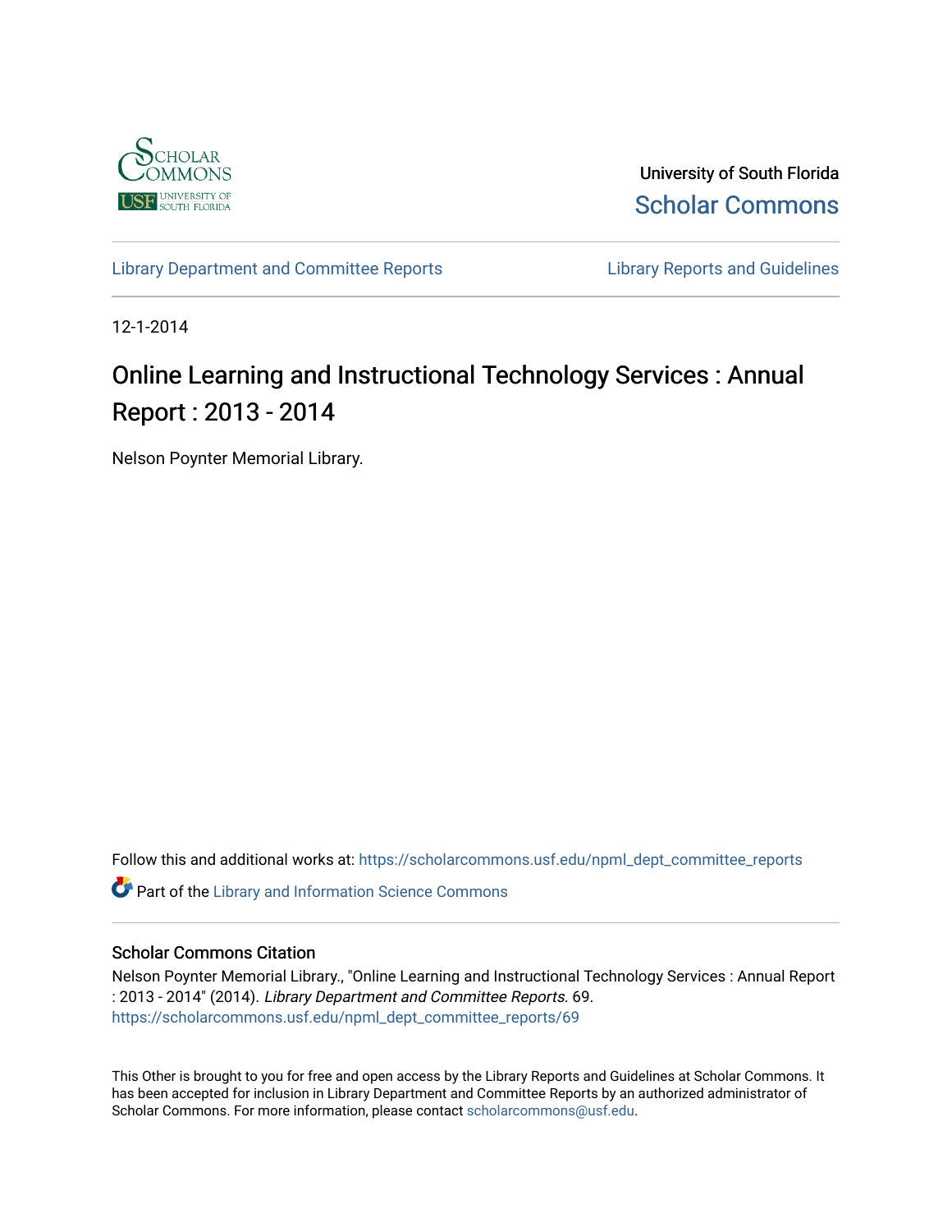University of South Florida

Scholar Commons

Library Department and Committee Reports

Library Reports and Guidelines

12-1-2014

# Online Learning and Instructional Technology Services : Annual Report : 2013 - 2014

Nelson Poynter Memorial Library.

Follow this and additional works at: https://scholarcommons.usf.edu/npml_dept_committee_reports

Part of the Library and Information Science Commons

### Scholar Commons Citation

Nelson Poynter Memorial Library., "Online Learning and Instructional Technology Services : Annual Report : 2013 - 2014" (2014). *Library Department and Committee Reports*. 69.
https://scholarcommons.usf.edu/npml_dept_committee_reports/69

This Other is brought to you for free and open access by the Library Reports and Guidelines at Scholar Commons. It has been accepted for inclusion in Library Department and Committee Reports by an authorized administrator of Scholar Commons. For more information, please contact scholarcommons@usf.edu.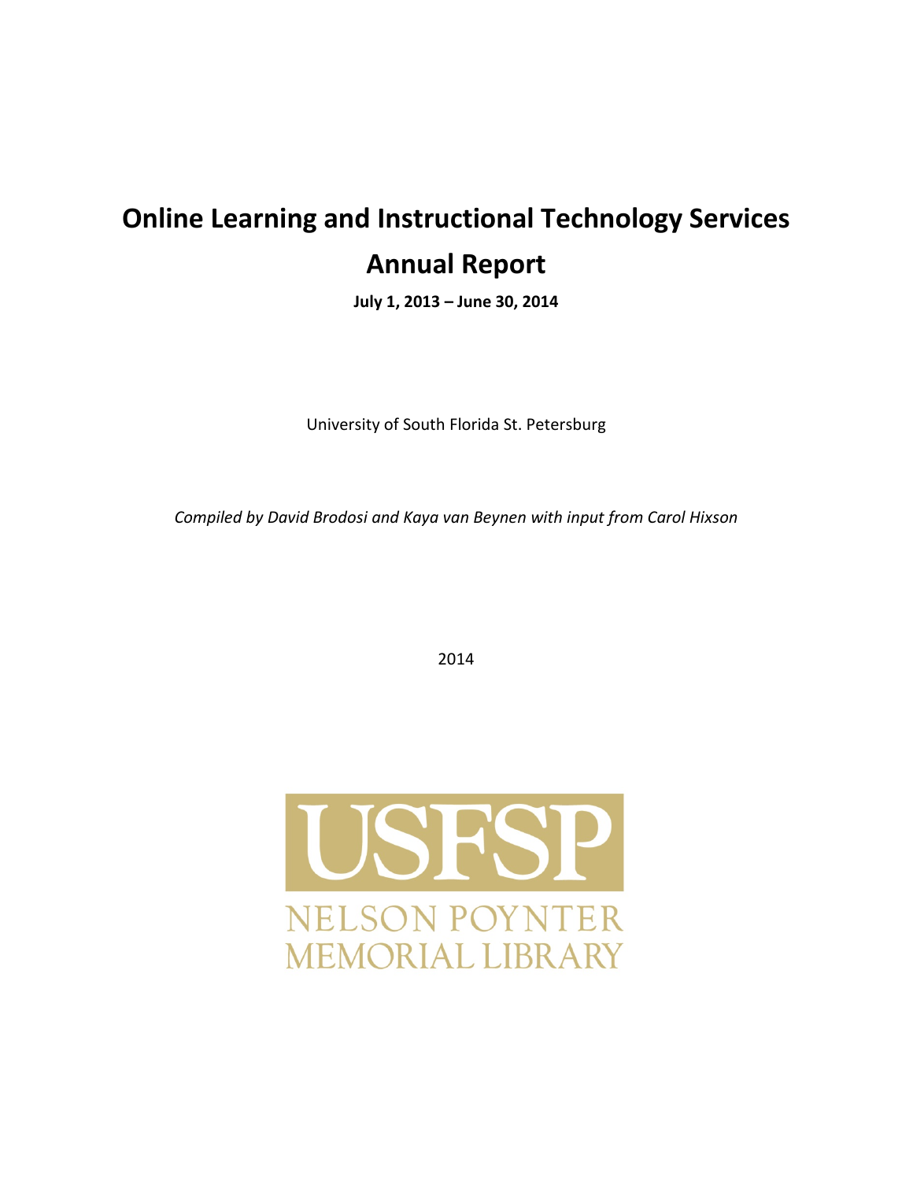# Online Learning and Instructional Technology Services

# Annual Report

**July 1, 2013 – June 30, 2014**

University of South Florida St. Petersburg

*Compiled by David Brodosi and Kaya van Beynen with input from Carol Hixson*

2014

USFSP

NELSON POYNTER MEMORIAL LIBRARY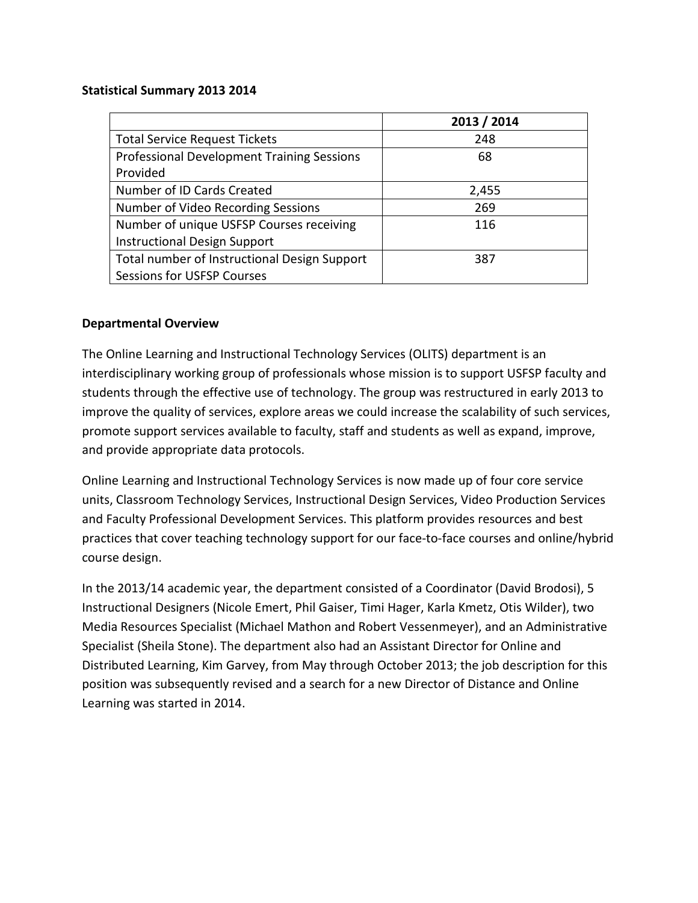**Statistical Summary 2013 2014**

| | 2013 / 2014 |
|---|---|
| Total Service Request Tickets | 248 |
| Professional Development Training Sessions Provided | 68 |
| Number of ID Cards Created | 2,455 |
| Number of Video Recording Sessions | 269 |
| Number of unique USFSP Courses receiving Instructional Design Support | 116 |
| Total number of Instructional Design Support Sessions for USFSP Courses | 387 |

**Departmental Overview**

The Online Learning and Instructional Technology Services (OLITS) department is an interdisciplinary working group of professionals whose mission is to support USFSP faculty and students through the effective use of technology. The group was restructured in early 2013 to improve the quality of services, explore areas we could increase the scalability of such services, promote support services available to faculty, staff and students as well as expand, improve, and provide appropriate data protocols.

Online Learning and Instructional Technology Services is now made up of four core service units, Classroom Technology Services, Instructional Design Services, Video Production Services and Faculty Professional Development Services. This platform provides resources and best practices that cover teaching technology support for our face-to-face courses and online/hybrid course design.

In the 2013/14 academic year, the department consisted of a Coordinator (David Brodosi), 5 Instructional Designers (Nicole Emert, Phil Gaiser, Timi Hager, Karla Kmetz, Otis Wilder), two Media Resources Specialist (Michael Mathon and Robert Vessenmeyer), and an Administrative Specialist (Sheila Stone). The department also had an Assistant Director for Online and Distributed Learning, Kim Garvey, from May through October 2013; the job description for this position was subsequently revised and a search for a new Director of Distance and Online Learning was started in 2014.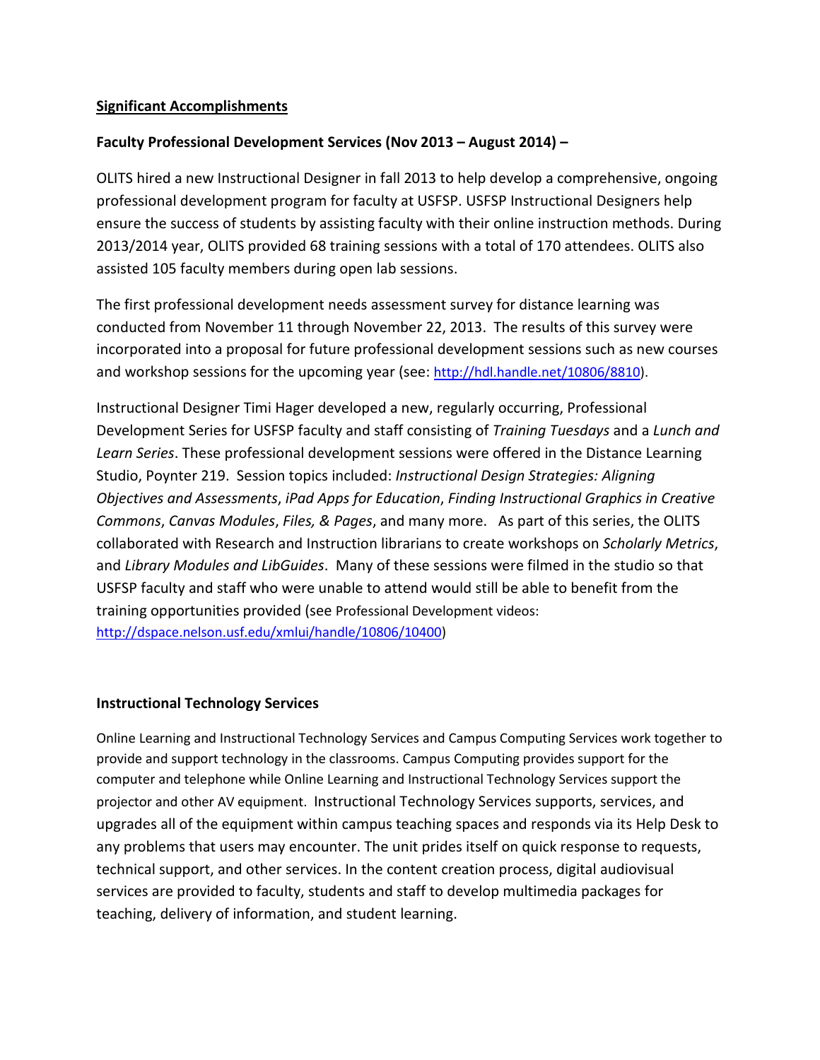**Significant Accomplishments**

**Faculty Professional Development Services (Nov 2013 – August 2014) –**

OLITS hired a new Instructional Designer in fall 2013 to help develop a comprehensive, ongoing professional development program for faculty at USFSP. USFSP Instructional Designers help ensure the success of students by assisting faculty with their online instruction methods. During 2013/2014 year, OLITS provided 68 training sessions with a total of 170 attendees. OLITS also assisted 105 faculty members during open lab sessions.

The first professional development needs assessment survey for distance learning was conducted from November 11 through November 22, 2013. The results of this survey were incorporated into a proposal for future professional development sessions such as new courses and workshop sessions for the upcoming year (see: http://hdl.handle.net/10806/8810).

Instructional Designer Timi Hager developed a new, regularly occurring, Professional Development Series for USFSP faculty and staff consisting of *Training Tuesdays* and a *Lunch and Learn Series*. These professional development sessions were offered in the Distance Learning Studio, Poynter 219. Session topics included: *Instructional Design Strategies: Aligning Objectives and Assessments*, *iPad Apps for Education*, *Finding Instructional Graphics in Creative Commons*, *Canvas Modules*, *Files, & Pages*, and many more. As part of this series, the OLITS collaborated with Research and Instruction librarians to create workshops on *Scholarly Metrics*, and *Library Modules and LibGuides*. Many of these sessions were filmed in the studio so that USFSP faculty and staff who were unable to attend would still be able to benefit from the training opportunities provided (see Professional Development videos: http://dspace.nelson.usf.edu/xmlui/handle/10806/10400)

**Instructional Technology Services**

Online Learning and Instructional Technology Services and Campus Computing Services work together to provide and support technology in the classrooms. Campus Computing provides support for the computer and telephone while Online Learning and Instructional Technology Services support the projector and other AV equipment. Instructional Technology Services supports, services, and upgrades all of the equipment within campus teaching spaces and responds via its Help Desk to any problems that users may encounter. The unit prides itself on quick response to requests, technical support, and other services. In the content creation process, digital audiovisual services are provided to faculty, students and staff to develop multimedia packages for teaching, delivery of information, and student learning.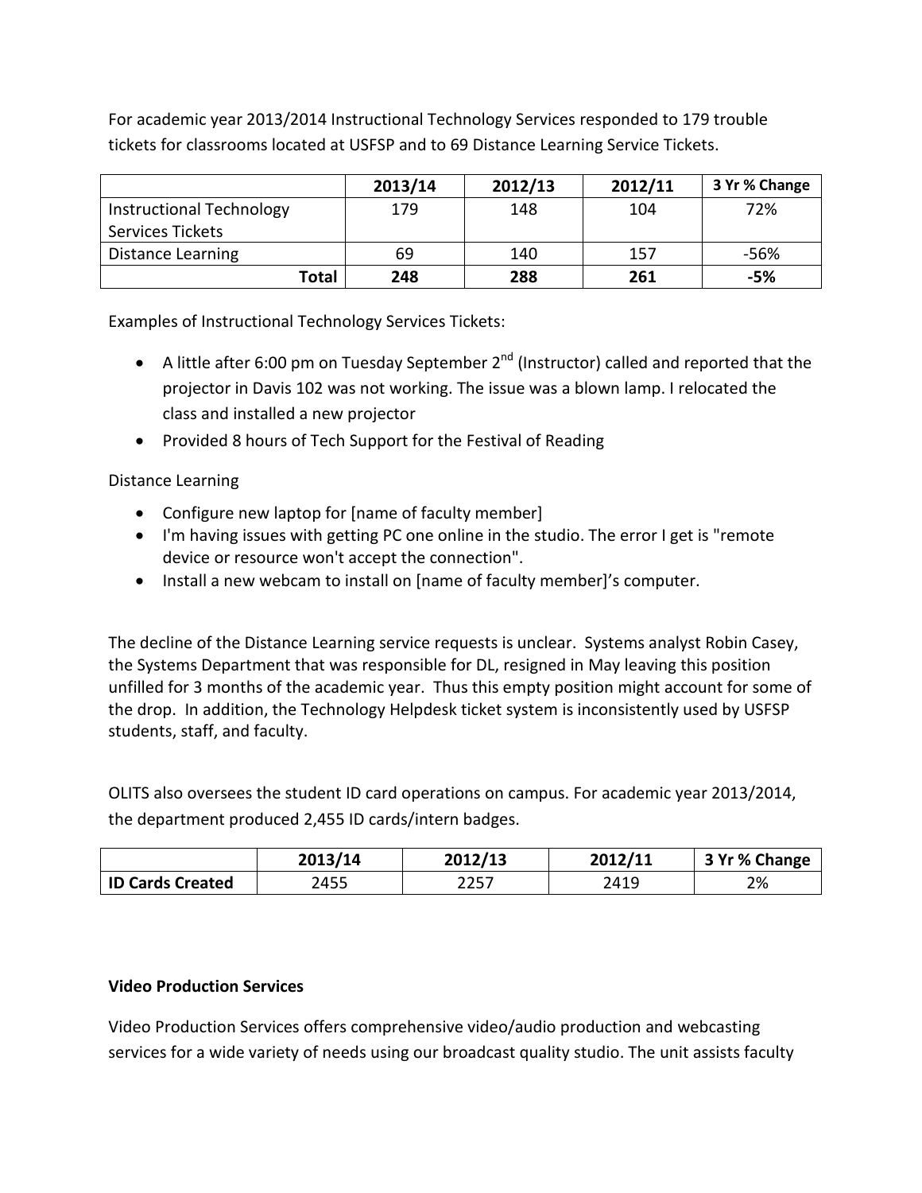For academic year 2013/2014 Instructional Technology Services responded to 179 trouble tickets for classrooms located at USFSP and to 69 Distance Learning Service Tickets.

| | 2013/14 | 2012/13 | 2012/11 | 3 Yr % Change |
|---|---|---|---|---|
| Instructional Technology Services Tickets | 179 | 148 | 104 | 72% |
| Distance Learning | 69 | 140 | 157 | -56% |
| **Total** | **248** | **288** | **261** | **-5%** |

Examples of Instructional Technology Services Tickets:

- A little after 6:00 pm on Tuesday September 2nd (Instructor) called and reported that the projector in Davis 102 was not working. The issue was a blown lamp. I relocated the class and installed a new projector
- Provided 8 hours of Tech Support for the Festival of Reading

Distance Learning

- Configure new laptop for [name of faculty member]
- I'm having issues with getting PC one online in the studio. The error I get is "remote device or resource won't accept the connection".
- Install a new webcam to install on [name of faculty member]'s computer.

The decline of the Distance Learning service requests is unclear. Systems analyst Robin Casey, the Systems Department that was responsible for DL, resigned in May leaving this position unfilled for 3 months of the academic year. Thus this empty position might account for some of the drop. In addition, the Technology Helpdesk ticket system is inconsistently used by USFSP students, staff, and faculty.

OLITS also oversees the student ID card operations on campus. For academic year 2013/2014, the department produced 2,455 ID cards/intern badges.

| | 2013/14 | 2012/13 | 2012/11 | 3 Yr % Change |
|---|---|---|---|---|
| **ID Cards Created** | 2455 | 2257 | 2419 | 2% |

**Video Production Services**

Video Production Services offers comprehensive video/audio production and webcasting services for a wide variety of needs using our broadcast quality studio. The unit assists faculty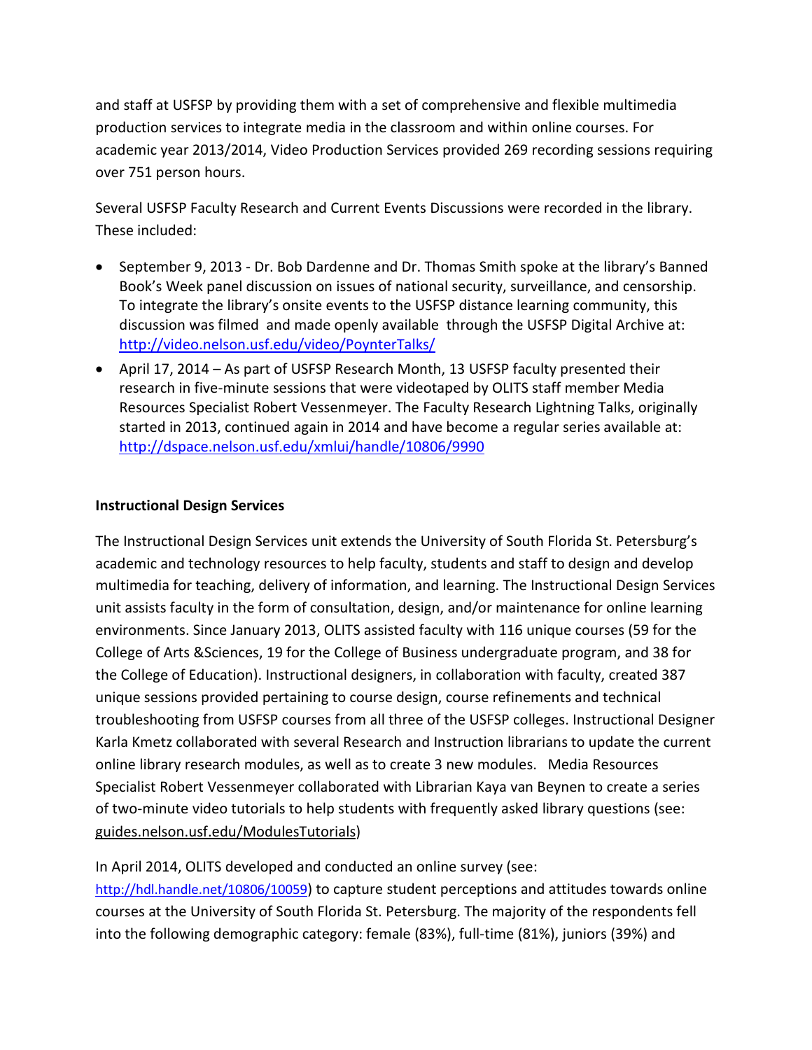and staff at USFSP by providing them with a set of comprehensive and flexible multimedia production services to integrate media in the classroom and within online courses. For academic year 2013/2014, Video Production Services provided 269 recording sessions requiring over 751 person hours.

Several USFSP Faculty Research and Current Events Discussions were recorded in the library. These included:

- September 9, 2013 - Dr. Bob Dardenne and Dr. Thomas Smith spoke at the library's Banned Book's Week panel discussion on issues of national security, surveillance, and censorship. To integrate the library's onsite events to the USFSP distance learning community, this discussion was filmed and made openly available through the USFSP Digital Archive at: http://video.nelson.usf.edu/video/PoynterTalks/
- April 17, 2014 – As part of USFSP Research Month, 13 USFSP faculty presented their research in five-minute sessions that were videotaped by OLITS staff member Media Resources Specialist Robert Vessenmeyer. The Faculty Research Lightning Talks, originally started in 2013, continued again in 2014 and have become a regular series available at: http://dspace.nelson.usf.edu/xmlui/handle/10806/9990

**Instructional Design Services**

The Instructional Design Services unit extends the University of South Florida St. Petersburg's academic and technology resources to help faculty, students and staff to design and develop multimedia for teaching, delivery of information, and learning. The Instructional Design Services unit assists faculty in the form of consultation, design, and/or maintenance for online learning environments. Since January 2013, OLITS assisted faculty with 116 unique courses (59 for the College of Arts &Sciences, 19 for the College of Business undergraduate program, and 38 for the College of Education). Instructional designers, in collaboration with faculty, created 387 unique sessions provided pertaining to course design, course refinements and technical troubleshooting from USFSP courses from all three of the USFSP colleges. Instructional Designer Karla Kmetz collaborated with several Research and Instruction librarians to update the current online library research modules, as well as to create 3 new modules. Media Resources Specialist Robert Vessenmeyer collaborated with Librarian Kaya van Beynen to create a series of two-minute video tutorials to help students with frequently asked library questions (see: guides.nelson.usf.edu/ModulesTutorials)

In April 2014, OLITS developed and conducted an online survey (see: http://hdl.handle.net/10806/10059) to capture student perceptions and attitudes towards online courses at the University of South Florida St. Petersburg. The majority of the respondents fell into the following demographic category: female (83%), full-time (81%), juniors (39%) and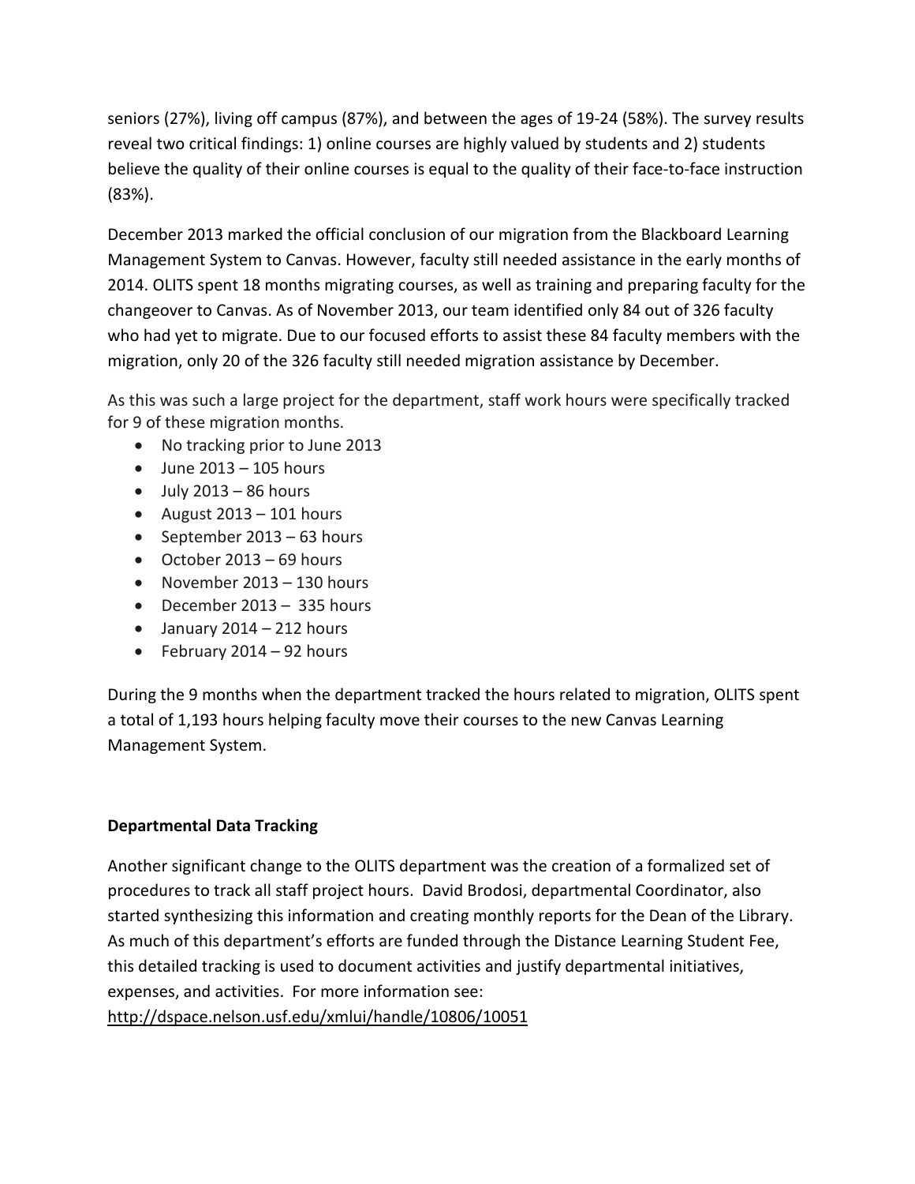seniors (27%), living off campus (87%), and between the ages of 19-24 (58%). The survey results reveal two critical findings: 1) online courses are highly valued by students and 2) students believe the quality of their online courses is equal to the quality of their face-to-face instruction (83%).

December 2013 marked the official conclusion of our migration from the Blackboard Learning Management System to Canvas. However, faculty still needed assistance in the early months of 2014. OLITS spent 18 months migrating courses, as well as training and preparing faculty for the changeover to Canvas. As of November 2013, our team identified only 84 out of 326 faculty who had yet to migrate. Due to our focused efforts to assist these 84 faculty members with the migration, only 20 of the 326 faculty still needed migration assistance by December.

As this was such a large project for the department, staff work hours were specifically tracked for 9 of these migration months.

- No tracking prior to June 2013
- June 2013 – 105 hours
- July 2013 – 86 hours
- August 2013 – 101 hours
- September 2013 – 63 hours
- October 2013 – 69 hours
- November 2013 – 130 hours
- December 2013 – 335 hours
- January 2014 – 212 hours
- February 2014 – 92 hours

During the 9 months when the department tracked the hours related to migration, OLITS spent a total of 1,193 hours helping faculty move their courses to the new Canvas Learning Management System.

**Departmental Data Tracking**

Another significant change to the OLITS department was the creation of a formalized set of procedures to track all staff project hours. David Brodosi, departmental Coordinator, also started synthesizing this information and creating monthly reports for the Dean of the Library. As much of this department's efforts are funded through the Distance Learning Student Fee, this detailed tracking is used to document activities and justify departmental initiatives, expenses, and activities. For more information see: http://dspace.nelson.usf.edu/xmlui/handle/10806/10051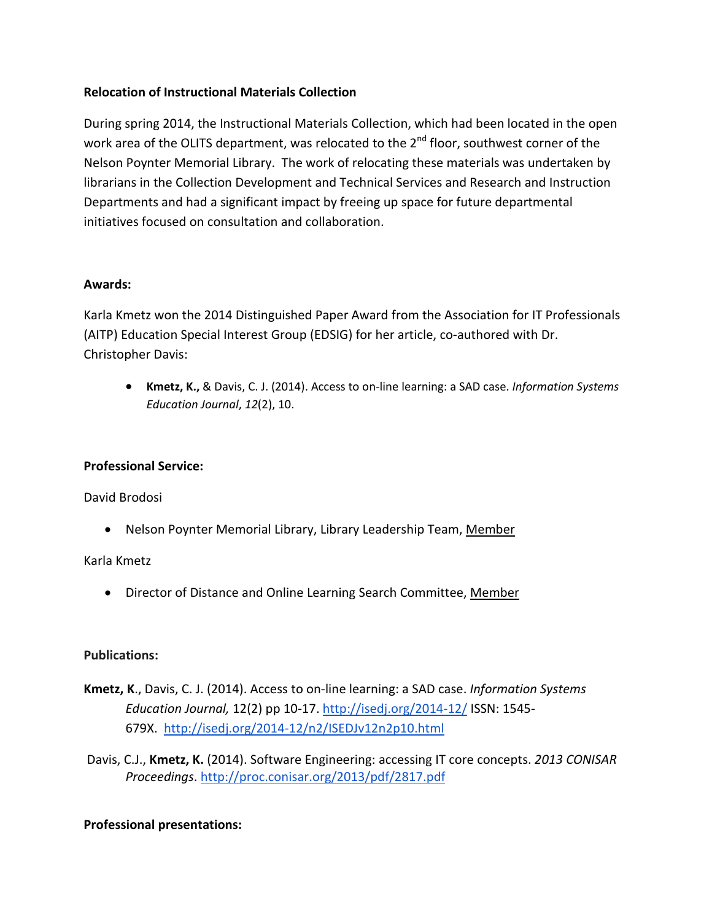**Relocation of Instructional Materials Collection**

During spring 2014, the Instructional Materials Collection, which had been located in the open work area of the OLITS department, was relocated to the 2nd floor, southwest corner of the Nelson Poynter Memorial Library. The work of relocating these materials was undertaken by librarians in the Collection Development and Technical Services and Research and Instruction Departments and had a significant impact by freeing up space for future departmental initiatives focused on consultation and collaboration.

**Awards:**

Karla Kmetz won the 2014 Distinguished Paper Award from the Association for IT Professionals (AITP) Education Special Interest Group (EDSIG) for her article, co-authored with Dr. Christopher Davis:

- **Kmetz, K.,** & Davis, C. J. (2014). Access to on-line learning: a SAD case. *Information Systems Education Journal*, *12*(2), 10.

**Professional Service:**

David Brodosi

- Nelson Poynter Memorial Library, Library Leadership Team, Member

Karla Kmetz

- Director of Distance and Online Learning Search Committee, Member

**Publications:**

**Kmetz, K**., Davis, C. J. (2014). Access to on-line learning: a SAD case. *Information Systems Education Journal,* 12(2) pp 10-17. http://isedj.org/2014-12/ ISSN: 1545-679X. http://isedj.org/2014-12/n2/ISEDJv12n2p10.html

Davis, C.J., **Kmetz, K.** (2014). Software Engineering: accessing IT core concepts. *2013 CONISAR Proceedings*. http://proc.conisar.org/2013/pdf/2817.pdf

**Professional presentations:**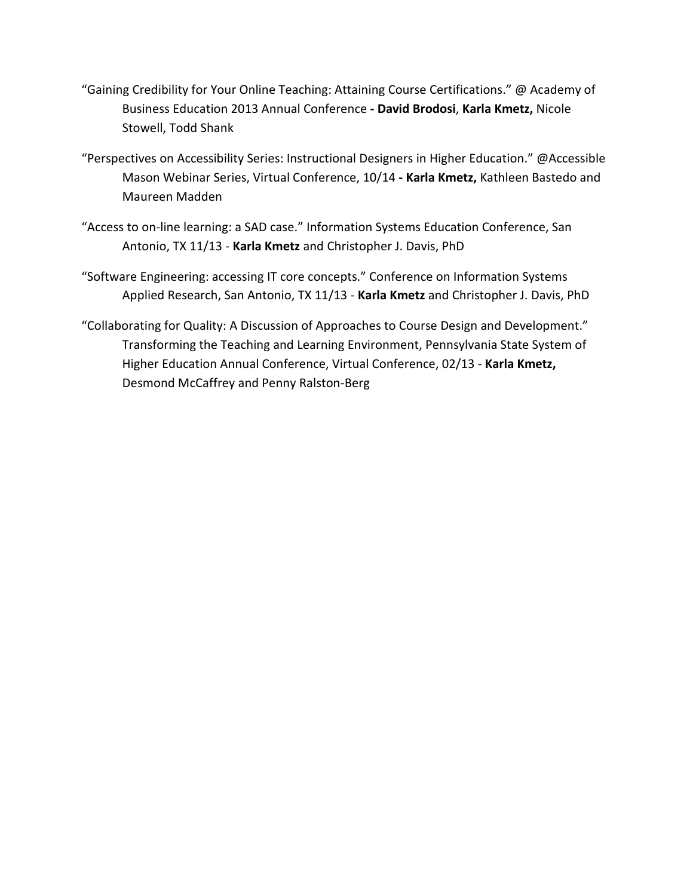"Gaining Credibility for Your Online Teaching: Attaining Course Certifications." @ Academy of Business Education 2013 Annual Conference **- David Brodosi**, **Karla Kmetz,** Nicole Stowell, Todd Shank

"Perspectives on Accessibility Series: Instructional Designers in Higher Education." @Accessible Mason Webinar Series, Virtual Conference, 10/14 **- Karla Kmetz,** Kathleen Bastedo and Maureen Madden

"Access to on-line learning: a SAD case." Information Systems Education Conference, San Antonio, TX 11/13 - **Karla Kmetz** and Christopher J. Davis, PhD

"Software Engineering: accessing IT core concepts." Conference on Information Systems Applied Research, San Antonio, TX 11/13 - **Karla Kmetz** and Christopher J. Davis, PhD

"Collaborating for Quality: A Discussion of Approaches to Course Design and Development." Transforming the Teaching and Learning Environment, Pennsylvania State System of Higher Education Annual Conference, Virtual Conference, 02/13 - **Karla Kmetz,** Desmond McCaffrey and Penny Ralston-Berg